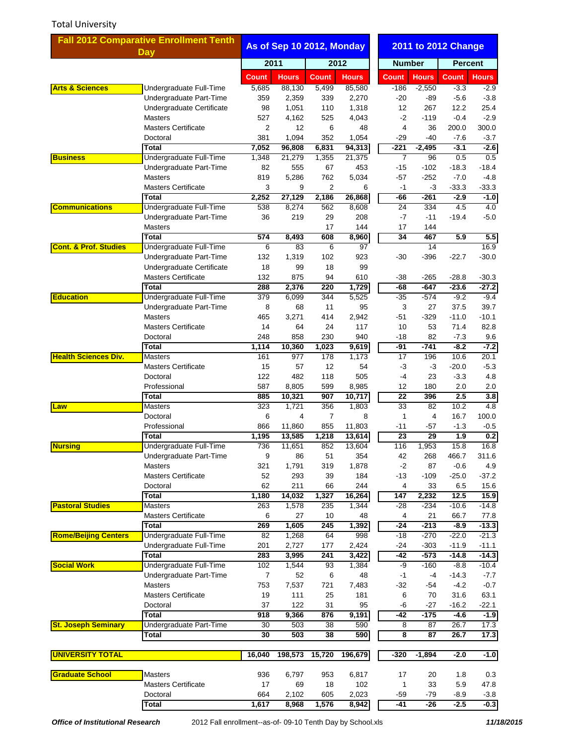Total University

| Fall 2012 Comparative Enrollment Tenth Day | | As of Sep 10 2012, Monday | | | | 2011 to 2012 Change | | | |
|---|---|---|---|---|---|---|---|---|---|
| | | 2011 | | 2012 | | Number | | Percent | |
| | | Count | Hours | Count | Hours | Count | Hours | Count | Hours |
| **Arts & Sciences** | Undergraduate Full-Time | 5,685 | 88,130 | 5,499 | 85,580 | -186 | -2,550 | -3.3 | -2.9 |
| | Undergraduate Part-Time | 359 | 2,359 | 339 | 2,270 | -20 | -89 | -5.6 | -3.8 |
| | Undergraduate Certificate | 98 | 1,051 | 110 | 1,318 | 12 | 267 | 12.2 | 25.4 |
| | Masters | 527 | 4,162 | 525 | 4,043 | -2 | -119 | -0.4 | -2.9 |
| | Masters Certificate | 2 | 12 | 6 | 48 | 4 | 36 | 200.0 | 300.0 |
| | Doctoral | 381 | 1,094 | 352 | 1,054 | -29 | -40 | -7.6 | -3.7 |
| | **Total** | **7,052** | **96,808** | **6,831** | **94,313** | **-221** | **-2,495** | **-3.1** | **-2.6** |
| **Business** | Undergraduate Full-Time | 1,348 | 21,279 | 1,355 | 21,375 | 7 | 96 | 0.5 | 0.5 |
| | Undergraduate Part-Time | 82 | 555 | 67 | 453 | -15 | -102 | -18.3 | -18.4 |
| | Masters | 819 | 5,286 | 762 | 5,034 | -57 | -252 | -7.0 | -4.8 |
| | Masters Certificate | 3 | 9 | 2 | 6 | -1 | -3 | -33.3 | -33.3 |
| | **Total** | **2,252** | **27,129** | **2,186** | **26,868** | **-66** | **-261** | **-2.9** | **-1.0** |
| **Communications** | Undergraduate Full-Time | 538 | 8,274 | 562 | 8,608 | 24 | 334 | 4.5 | 4.0 |
| | Undergraduate Part-Time | 36 | 219 | 29 | 208 | -7 | -11 | -19.4 | -5.0 |
| | Masters | | | 17 | 144 | 17 | 144 | | |
| | **Total** | **574** | **8,493** | **608** | **8,960** | **34** | **467** | **5.9** | **5.5** |
| **Cont. & Prof. Studies** | Undergraduate Full-Time | 6 | 83 | 6 | 97 | | 14 | | 16.9 |
| | Undergraduate Part-Time | 132 | 1,319 | 102 | 923 | -30 | -396 | -22.7 | -30.0 |
| | Undergraduate Certificate | 18 | 99 | 18 | 99 | | | | |
| | Masters Certificate | 132 | 875 | 94 | 610 | -38 | -265 | -28.8 | -30.3 |
| | **Total** | **288** | **2,376** | **220** | **1,729** | **-68** | **-647** | **-23.6** | **-27.2** |
| **Education** | Undergraduate Full-Time | 379 | 6,099 | 344 | 5,525 | -35 | -574 | -9.2 | -9.4 |
| | Undergraduate Part-Time | 8 | 68 | 11 | 95 | 3 | 27 | 37.5 | 39.7 |
| | Masters | 465 | 3,271 | 414 | 2,942 | -51 | -329 | -11.0 | -10.1 |
| | Masters Certificate | 14 | 64 | 24 | 117 | 10 | 53 | 71.4 | 82.8 |
| | Doctoral | 248 | 858 | 230 | 940 | -18 | 82 | -7.3 | 9.6 |
| | **Total** | **1,114** | **10,360** | **1,023** | **9,619** | **-91** | **-741** | **-8.2** | **-7.2** |
| **Health Sciences Div.** | Masters | 161 | 977 | 178 | 1,173 | 17 | 196 | 10.6 | 20.1 |
| | Masters Certificate | 15 | 57 | 12 | 54 | -3 | -3 | -20.0 | -5.3 |
| | Doctoral | 122 | 482 | 118 | 505 | -4 | 23 | -3.3 | 4.8 |
| | Professional | 587 | 8,805 | 599 | 8,985 | 12 | 180 | 2.0 | 2.0 |
| | **Total** | **885** | **10,321** | **907** | **10,717** | **22** | **396** | **2.5** | **3.8** |
| **Law** | Masters | 323 | 1,721 | 356 | 1,803 | 33 | 82 | 10.2 | 4.8 |
| | Doctoral | 6 | 4 | 7 | 8 | 1 | 4 | 16.7 | 100.0 |
| | Professional | 866 | 11,860 | 855 | 11,803 | -11 | -57 | -1.3 | -0.5 |
| | **Total** | **1,195** | **13,585** | **1,218** | **13,614** | **23** | **29** | **1.9** | **0.2** |
| **Nursing** | Undergraduate Full-Time | 736 | 11,651 | 852 | 13,604 | 116 | 1,953 | 15.8 | 16.8 |
| | Undergraduate Part-Time | 9 | 86 | 51 | 354 | 42 | 268 | 466.7 | 311.6 |
| | Masters | 321 | 1,791 | 319 | 1,878 | -2 | 87 | -0.6 | 4.9 |
| | Masters Certificate | 52 | 293 | 39 | 184 | -13 | -109 | -25.0 | -37.2 |
| | Doctoral | 62 | 211 | 66 | 244 | 4 | 33 | 6.5 | 15.6 |
| | **Total** | **1,180** | **14,032** | **1,327** | **16,264** | **147** | **2,232** | **12.5** | **15.9** |
| **Pastoral Studies** | Masters | 263 | 1,578 | 235 | 1,344 | -28 | -234 | -10.6 | -14.8 |
| | Masters Certificate | 6 | 27 | 10 | 48 | 4 | 21 | 66.7 | 77.8 |
| | **Total** | **269** | **1,605** | **245** | **1,392** | **-24** | **-213** | **-8.9** | **-13.3** |
| **Rome/Beijing Centers** | Undergraduate Full-Time | 82 | 1,268 | 64 | 998 | -18 | -270 | -22.0 | -21.3 |
| | Undergraduate Full-Time | 201 | 2,727 | 177 | 2,424 | -24 | -303 | -11.9 | -11.1 |
| | **Total** | **283** | **3,995** | **241** | **3,422** | **-42** | **-573** | **-14.8** | **-14.3** |
| **Social Work** | Undergraduate Full-Time | 102 | 1,544 | 93 | 1,384 | -9 | -160 | -8.8 | -10.4 |
| | Undergraduate Part-Time | 7 | 52 | 6 | 48 | -1 | -4 | -14.3 | -7.7 |
| | Masters | 753 | 7,537 | 721 | 7,483 | -32 | -54 | -4.2 | -0.7 |
| | Masters Certificate | 19 | 111 | 25 | 181 | 6 | 70 | 31.6 | 63.1 |
| | Doctoral | 37 | 122 | 31 | 95 | -6 | -27 | -16.2 | -22.1 |
| | **Total** | **918** | **9,366** | **876** | **9,191** | **-42** | **-175** | **-4.6** | **-1.9** |
| **St. Joseph Seminary** | Undergraduate Part-Time | 30 | 503 | 38 | 590 | 8 | 87 | 26.7 | 17.3 |
| | **Total** | **30** | **503** | **38** | **590** | **8** | **87** | **26.7** | **17.3** |
| **UNIVERSITY TOTAL** | | **16,040** | **198,573** | **15,720** | **196,679** | **-320** | **-1,894** | **-2.0** | **-1.0** |
| **Graduate School** | Masters | 936 | 6,797 | 953 | 6,817 | 17 | 20 | 1.8 | 0.3 |
| | Masters Certificate | 17 | 69 | 18 | 102 | 1 | 33 | 5.9 | 47.8 |
| | Doctoral | 664 | 2,102 | 605 | 2,023 | -59 | -79 | -8.9 | -3.8 |
| | **Total** | **1,617** | **8,968** | **1,576** | **8,942** | **-41** | **-26** | **-2.5** | **-0.3** |

***Office of Institutional Research*** 2012 Fall enrollment--as-of- 09-10 Tenth Day by School.xls ***11/18/2015***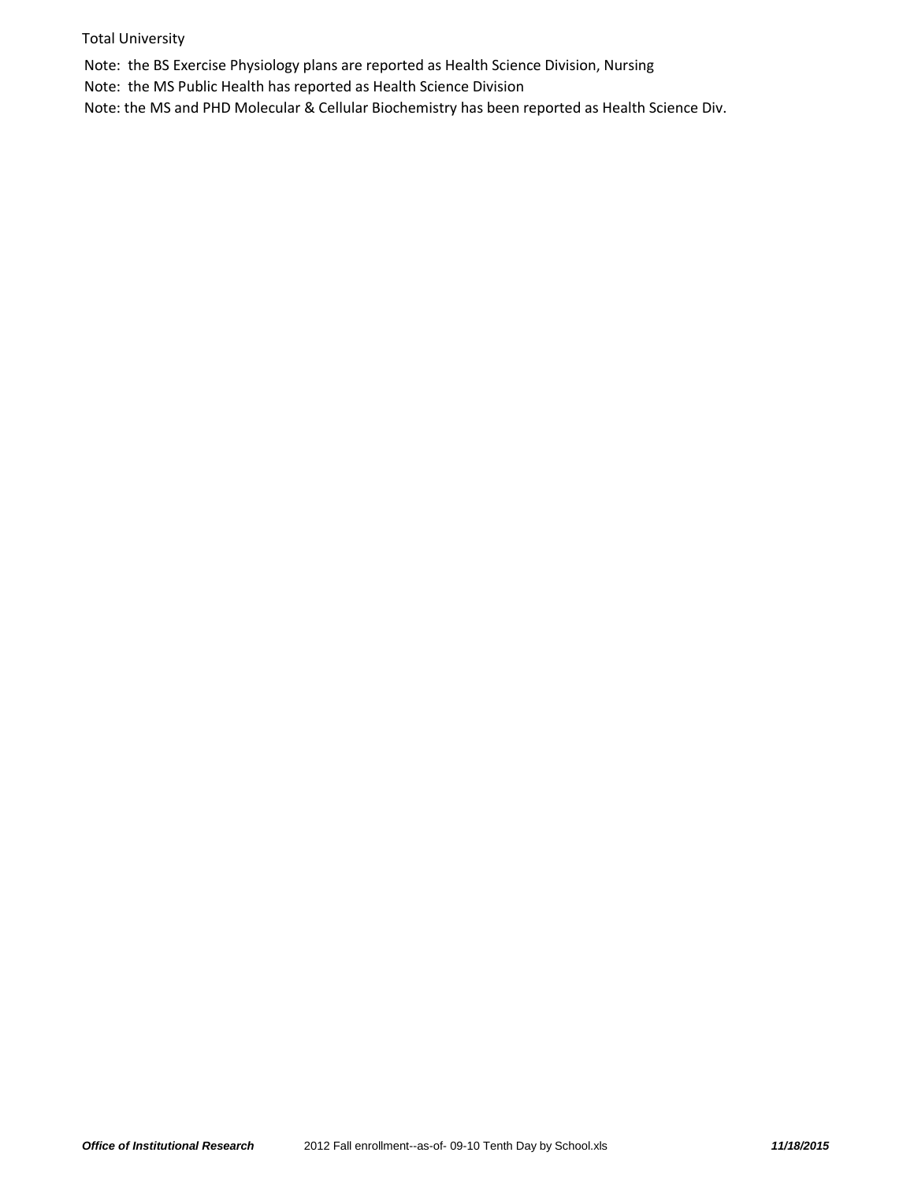Total University

Note: the BS Exercise Physiology plans are reported as Health Science Division, Nursing

Note: the MS Public Health has reported as Health Science Division

Note: the MS and PHD Molecular & Cellular Biochemistry has been reported as Health Science Div.